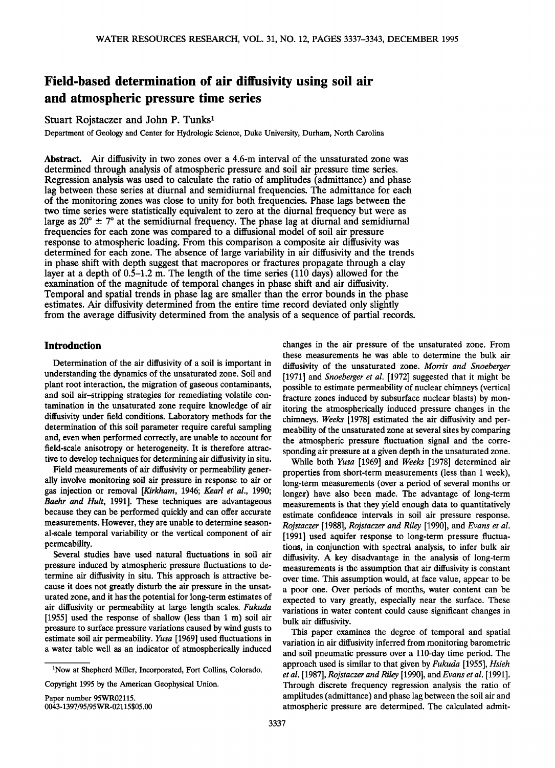# Field-based determination of air diffusivity using soil air and atmospheric pressure time series

Stuart Rojstaczer and John P. Tunks[1]

Department of Geology and Center for Hydrologic Science, Duke University, Durham, North Carolina

**Abstract.** Air diffusivity in two zones over a 4.6-m interval of the unsaturated zone was determined through analysis of atmospheric pressure and soil air pressure time series. Regression analysis was used to calculate the ratio of amplitudes (admittance) and phase lag between these series at diurnal and semidiurnal frequencies. The admittance for each of the monitoring zones was close to unity for both frequencies. Phase lags between the two time series were statistically equivalent to zero at the diurnal frequency but were as large as 20° ± 7° at the semidiurnal frequency. The phase lag at diurnal and semidiurnal frequencies for each zone was compared to a diffusional model of soil air pressure response to atmospheric loading. From this comparison a composite air diffusivity was determined for each zone. The absence of large variability in air diffusivity and the trends in phase shift with depth suggest that macropores or fractures propagate through a clay layer at a depth of 0.5–1.2 m. The length of the time series (110 days) allowed for the examination of the magnitude of temporal changes in phase shift and air diffusivity. Temporal and spatial trends in phase lag are smaller than the error bounds in the phase estimates. Air diffusivity determined from the entire time record deviated only slightly from the average diffusivity determined from the analysis of a sequence of partial records.

## Introduction

Determination of the air diffusivity of a soil is important in understanding the dynamics of the unsaturated zone. Soil and plant root interaction, the migration of gaseous contaminants, and soil air-stripping strategies for remediating volatile contamination in the unsaturated zone require knowledge of air diffusivity under field conditions. Laboratory methods for the determination of this soil parameter require careful sampling and, even when performed correctly, are unable to account for field-scale anisotropy or heterogeneity. It is therefore attractive to develop techniques for determining air diffusivity in situ.

Field measurements of air diffusivity or permeability generally involve monitoring soil air pressure in response to air or gas injection or removal [*Kirkham*, 1946; *Kearl et al.*, 1990; *Baehr and Hult*, 1991]. These techniques are advantageous because they can be performed quickly and can offer accurate measurements. However, they are unable to determine seasonal-scale temporal variability or the vertical component of air permeability.

Several studies have used natural fluctuations in soil air pressure induced by atmospheric pressure fluctuations to determine air diffusivity in situ. This approach is attractive because it does not greatly disturb the air pressure in the unsaturated zone, and it has the potential for long-term estimates of air diffusivity or permeability at large length scales. *Fukuda* [1955] used the response of shallow (less than 1 m) soil air pressure to surface pressure variations caused by wind gusts to estimate soil air permeability. *Yusa* [1969] used fluctuations in a water table well as an indicator of atmospherically induced changes in the air pressure of the unsaturated zone. From these measurements he was able to determine the bulk air diffusivity of the unsaturated zone. *Morris and Snoeberger* [1971] and *Snoeberger et al.* [1972] suggested that it might be possible to estimate permeability of nuclear chimneys (vertical fracture zones induced by subsurface nuclear blasts) by monitoring the atmospherically induced pressure changes in the chimneys. *Weeks* [1978] estimated the air diffusivity and permeability of the unsaturated zone at several sites by comparing the atmospheric pressure fluctuation signal and the corresponding air pressure at a given depth in the unsaturated zone.

While both *Yusa* [1969] and *Weeks* [1978] determined air properties from short-term measurements (less than 1 week), long-term measurements (over a period of several months or longer) have also been made. The advantage of long-term measurements is that they yield enough data to quantitatively estimate confidence intervals in soil air pressure response. *Rojstaczer* [1988], *Rojstaczer and Riley* [1990], and *Evans et al.* [1991] used aquifer response to long-term pressure fluctuations, in conjunction with spectral analysis, to infer bulk air diffusivity. A key disadvantage in the analysis of long-term measurements is the assumption that air diffusivity is constant over time. This assumption would, at face value, appear to be a poor one. Over periods of months, water content can be expected to vary greatly, especially near the surface. These variations in water content could cause significant changes in bulk air diffusivity.

This paper examines the degree of temporal and spatial variation in air diffusivity inferred from monitoring barometric and soil pneumatic pressure over a 110-day time period. The approach used is similar to that given by *Fukuda* [1955], *Hsieh et al.* [1987], *Rojstaczer and Riley* [1990], and *Evans et al.* [1991]. Through discrete frequency regression analysis the ratio of amplitudes (admittance) and phase lag between the soil air and atmospheric pressure are determined. The calculated admit-

[1]Now at Shepherd Miller, Incorporated, Fort Collins, Colorado.

Copyright 1995 by the American Geophysical Union.

Paper number 95WR02115.
0043-1397/95/95WR-02115$05.00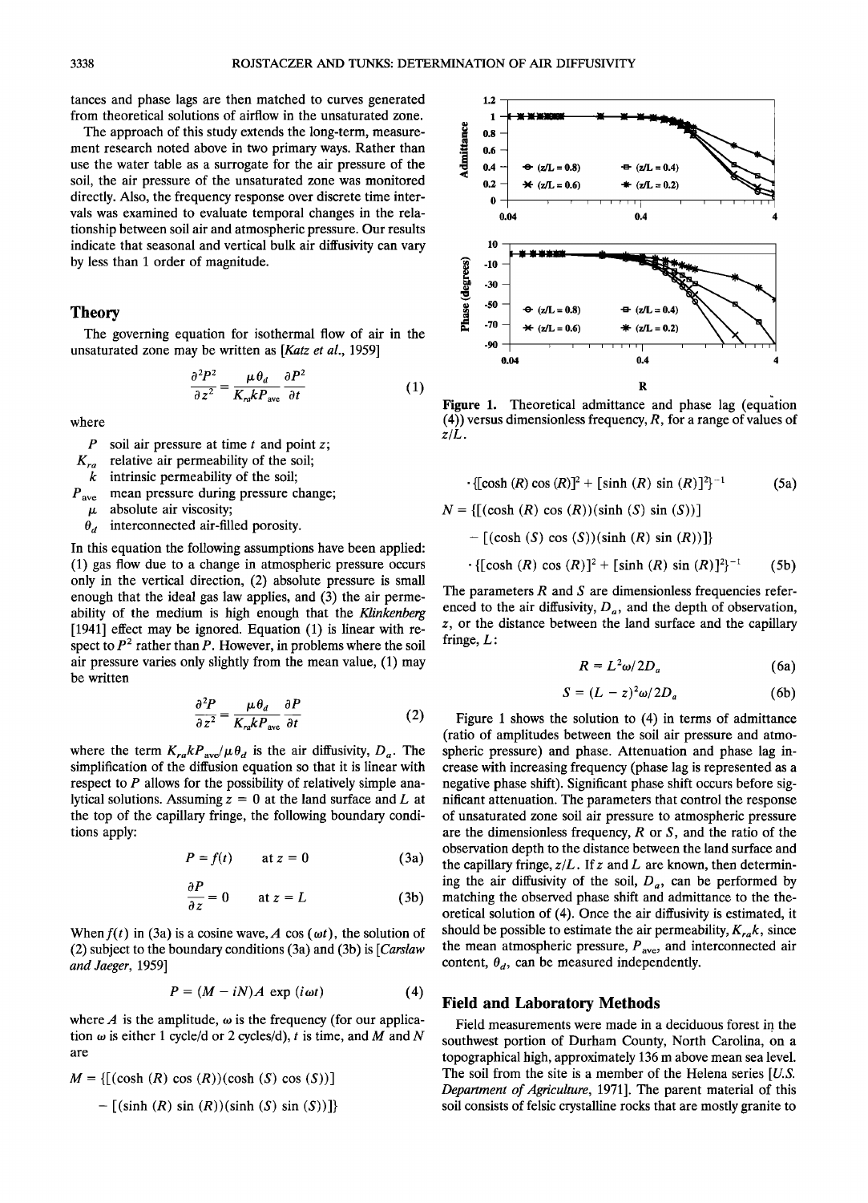tances and phase lags are then matched to curves generated from theoretical solutions of airflow in the unsaturated zone.

The approach of this study extends the long-term, measurement research noted above in two primary ways. Rather than use the water table as a surrogate for the air pressure of the soil, the air pressure of the unsaturated zone was monitored directly. Also, the frequency response over discrete time intervals was examined to evaluate temporal changes in the relationship between soil air and atmospheric pressure. Our results indicate that seasonal and vertical bulk air diffusivity can vary by less than 1 order of magnitude.

## Theory

The governing equation for isothermal flow of air in the unsaturated zone may be written as [*Katz et al.*, 1959]

$$\frac{\partial^2 P^2}{\partial z^2} = \frac{\mu \theta_d}{K_{ra} k P_{\text{ave}}} \frac{\partial P^2}{\partial t} \tag{1}$$

where

- $P$ soil air pressure at time $t$ and point $z$;
- $K_{ra}$ relative air permeability of the soil;
- $k$ intrinsic permeability of the soil;
- $P_{\text{ave}}$ mean pressure during pressure change;
- $\mu$ absolute air viscosity;
- $\theta_d$ interconnected air-filled porosity.

In this equation the following assumptions have been applied: (1) gas flow due to a change in atmospheric pressure occurs only in the vertical direction, (2) absolute pressure is small enough that the ideal gas law applies, and (3) the air permeability of the medium is high enough that the *Klinkenberg* [1941] effect may be ignored. Equation (1) is linear with respect to $P^2$ rather than $P$. However, in problems where the soil air pressure varies only slightly from the mean value, (1) may be written

$$\frac{\partial^2 P}{\partial z^2} = \frac{\mu \theta_d}{K_{ra} k P_{\text{ave}}} \frac{\partial P}{\partial t} \tag{2}$$

where the term $K_{ra}kP_{\text{ave}}/\mu\theta_d$ is the air diffusivity, $D_a$. The simplification of the diffusion equation so that it is linear with respect to $P$ allows for the possibility of relatively simple analytical solutions. Assuming $z = 0$ at the land surface and $L$ at the top of the capillary fringe, the following boundary conditions apply:

$$P = f(t) \qquad \text{at } z = 0 \tag{3a}$$

$$\frac{\partial P}{\partial z} = 0 \qquad \text{at } z = L \tag{3b}$$

When $f(t)$ in (3a) is a cosine wave, $A \cos(\omega t)$, the solution of (2) subject to the boundary conditions (3a) and (3b) is [*Carslaw and Jaeger*, 1959]

$$P = (M - iN)A \exp(i\omega t) \tag{4}$$

where $A$ is the amplitude, $\omega$ is the frequency (for our application $\omega$ is either 1 cycle/d or 2 cycles/d), $t$ is time, and $M$ and $N$ are

$$M = \{[(\cosh(R)\cos(R))(\cosh(S)\cos(S))] - [(\sinh(R)\sin(R))(\sinh(S)\sin(S))]\} \cdot \{[\cosh(R)\cos(R)]^2 + [\sinh(R)\sin(R)]^2\}^{-1} \tag{5a}$$

$$N = \{[(\cosh(R)\cos(R))(\sinh(S)\sin(S))] - [(\cosh(S)\cos(S))(\sinh(R)\sin(R))]\} \cdot \{[\cosh(R)\cos(R)]^2 + [\sinh(R)\sin(R)]^2\}^{-1} \tag{5b}$$

Figure 1. Theoretical admittance and phase lag (equation (4)) versus dimensionless frequency, $R$, for a range of values of $z/L$.

The parameters $R$ and $S$ are dimensionless frequencies referenced to the air diffusivity, $D_a$, and the depth of observation, $z$, or the distance between the land surface and the capillary fringe, $L$:

$$R = L^2\omega/2D_a \tag{6a}$$

$$S = (L - z)^2\omega/2D_a \tag{6b}$$

Figure 1 shows the solution to (4) in terms of admittance (ratio of amplitudes between the soil air pressure and atmospheric pressure) and phase. Attenuation and phase lag increase with increasing frequency (phase lag is represented as a negative phase shift). Significant phase shift occurs before significant attenuation. The parameters that control the response of unsaturated zone soil air pressure to atmospheric pressure are the dimensionless frequency, $R$ or $S$, and the ratio of the observation depth to the distance between the land surface and the capillary fringe, $z/L$. If $z$ and $L$ are known, then determining the air diffusivity of the soil, $D_a$, can be performed by matching the observed phase shift and admittance to the theoretical solution of (4). Once the air diffusivity is estimated, it should be possible to estimate the air permeability, $K_{ra}k$, since the mean atmospheric pressure, $P_{\text{ave}}$, and interconnected air content, $\theta_d$, can be measured independently.

## Field and Laboratory Methods

Field measurements were made in a deciduous forest in the southwest portion of Durham County, North Carolina, on a topographical high, approximately 136 m above mean sea level. The soil from the site is a member of the Helena series [*U.S. Department of Agriculture*, 1971]. The parent material of this soil consists of felsic crystalline rocks that are mostly granite to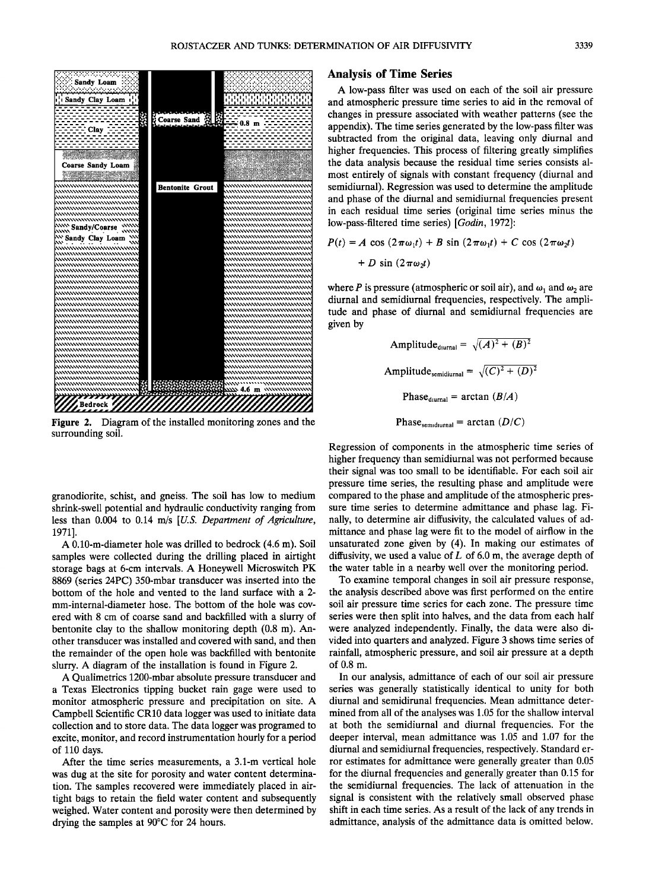Figure 2. Diagram of the installed monitoring zones and the surrounding soil.

granodiorite, schist, and gneiss. The soil has low to medium shrink-swell potential and hydraulic conductivity ranging from less than 0.004 to 0.14 m/s [*U.S. Department of Agriculture*, 1971].

A 0.10-m-diameter hole was drilled to bedrock (4.6 m). Soil samples were collected during the drilling placed in airtight storage bags at 6-cm intervals. A Honeywell Microswitch PK 8869 (series 24PC) 350-mbar transducer was inserted into the bottom of the hole and vented to the land surface with a 2-mm-internal-diameter hose. The bottom of the hole was covered with 8 cm of coarse sand and backfilled with a slurry of bentonite clay to the shallow monitoring depth (0.8 m). Another transducer was installed and covered with sand, and then the remainder of the open hole was backfilled with bentonite slurry. A diagram of the installation is found in Figure 2.

A Qualimetrics 1200-mbar absolute pressure transducer and a Texas Electronics tipping bucket rain gage were used to monitor atmospheric pressure and precipitation on site. A Campbell Scientific CR10 data logger was used to initiate data collection and to store data. The data logger was programed to excite, monitor, and record instrumentation hourly for a period of 110 days.

After the time series measurements, a 3.1-m vertical hole was dug at the site for porosity and water content determination. The samples recovered were immediately placed in airtight bags to retain the field water content and subsequently weighed. Water content and porosity were then determined by drying the samples at 90°C for 24 hours.

## Analysis of Time Series

A low-pass filter was used on each of the soil air pressure and atmospheric pressure time series to aid in the removal of changes in pressure associated with weather patterns (see the appendix). The time series generated by the low-pass filter was subtracted from the original data, leaving only diurnal and higher frequencies. This process of filtering greatly simplifies the data analysis because the residual time series consists almost entirely of signals with constant frequency (diurnal and semidiurnal). Regression was used to determine the amplitude and phase of the diurnal and semidiurnal frequencies present in each residual time series (original time series minus the low-pass-filtered time series) [*Godin*, 1972]:

$$P(t) = A \cos(2\pi\omega_1 t) + B \sin(2\pi\omega_1 t) + C \cos(2\pi\omega_2 t) + D \sin(2\pi\omega_2 t)$$

where $P$ is pressure (atmospheric or soil air), and $\omega_1$ and $\omega_2$ are diurnal and semidiurnal frequencies, respectively. The amplitude and phase of diurnal and semidiurnal frequencies are given by

$$\text{Amplitude}_{\text{diurnal}} = \sqrt{(A)^2 + (B)^2}$$

$$\text{Amplitude}_{\text{semidiurnal}} = \sqrt{(C)^2 + (D)^2}$$

$$\text{Phase}_{\text{diurnal}} = \arctan(B/A)$$

$$\text{Phase}_{\text{semidiurnal}} = \arctan(D/C)$$

Regression of components in the atmospheric time series of higher frequency than semidiurnal was not performed because their signal was too small to be identifiable. For each soil air pressure time series, the resulting phase and amplitude were compared to the phase and amplitude of the atmospheric pressure time series to determine admittance and phase lag. Finally, to determine air diffusivity, the calculated values of admittance and phase lag were fit to the model of airflow in the unsaturated zone given by (4). In making our estimates of diffusivity, we used a value of $L$ of 6.0 m, the average depth of the water table in a nearby well over the monitoring period.

To examine temporal changes in soil air pressure response, the analysis described above was first performed on the entire soil air pressure time series for each zone. The pressure time series were then split into halves, and the data from each half were analyzed independently. Finally, the data were also divided into quarters and analyzed. Figure 3 shows time series of rainfall, atmospheric pressure, and soil air pressure at a depth of 0.8 m.

In our analysis, admittance of each of our soil air pressure series was generally statistically identical to unity for both diurnal and semidirunal frequencies. Mean admittance determined from all of the analyses was 1.05 for the shallow interval at both the semidiurnal and diurnal frequencies. For the deeper interval, mean admittance was 1.05 and 1.07 for the diurnal and semidiurnal frequencies, respectively. Standard error estimates for admittance were generally greater than 0.05 for the diurnal frequencies and generally greater than 0.15 for the semidiurnal frequencies. The lack of attenuation in the signal is consistent with the relatively small observed phase shift in each time series. As a result of the lack of any trends in admittance, analysis of the admittance data is omitted below.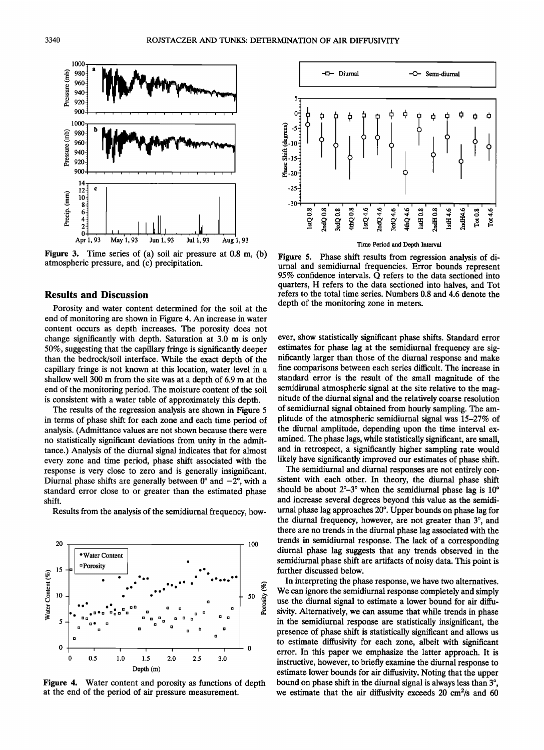Figure 3. Time series of (a) soil air pressure at 0.8 m, (b) atmospheric pressure, and (c) precipitation.

## Results and Discussion

Porosity and water content determined for the soil at the end of monitoring are shown in Figure 4. An increase in water content occurs as depth increases. The porosity does not change significantly with depth. Saturation at 3.0 m is only 50%, suggesting that the capillary fringe is significantly deeper than the bedrock/soil interface. While the exact depth of the capillary fringe is not known at this location, water level in a shallow well 300 m from the site was at a depth of 6.9 m at the end of the monitoring period. The moisture content of the soil is consistent with a water table of approximately this depth.

The results of the regression analysis are shown in Figure 5 in terms of phase shift for each zone and each time period of analysis. (Admittance values are not shown because there were no statistically significant deviations from unity in the admittance.) Analysis of the diurnal signal indicates that for almost every zone and time period, phase shift associated with the response is very close to zero and is generally insignificant. Diurnal phase shifts are generally between 0° and −2°, with a standard error close to or greater than the estimated phase shift.

Results from the analysis of the semidiurnal frequency, however, show statistically significant phase shifts. Standard error estimates for phase lag at the semidiurnal frequency are significantly larger than those of the diurnal response and make fine comparisons between each series difficult. The increase in standard error is the result of the small magnitude of the semidirunal atmospheric signal at the site relative to the magnitude of the diurnal signal and the relatively coarse resolution of semidiurnal signal obtained from hourly sampling. The amplitude of the atmospheric semidiurnal signal was 15–27% of the diurnal amplitude, depending upon the time interval examined. The phase lags, while statistically significant, are small, and in retrospect, a significantly higher sampling rate would likely have significantly improved our estimates of phase shift.

Figure 4. Water content and porosity as functions of depth at the end of the period of air pressure measurement.

Figure 5. Phase shift results from regression analysis of diurnal and semidiurnal frequencies. Error bounds represent 95% confidence intervals. Q refers to the data sectioned into quarters, H refers to the data sectioned into halves, and Tot refers to the total time series. Numbers 0.8 and 4.6 denote the depth of the monitoring zone in meters.

The semidiurnal and diurnal responses are not entirely consistent with each other. In theory, the diurnal phase shift should be about 2°–3° when the semidiurnal phase lag is 10° and increase several degrees beyond this value as the semidiurnal phase lag approaches 20°. Upper bounds on phase lag for the diurnal frequency, however, are not greater than 3°, and there are no trends in the diurnal phase lag associated with the trends in semidiurnal response. The lack of a corresponding diurnal phase lag suggests that any trends observed in the semidiurnal phase shift are artifacts of noisy data. This point is further discussed below.

In interpreting the phase response, we have two alternatives. We can ignore the semidiurnal response completely and simply use the diurnal signal to estimate a lower bound for air diffusivity. Alternatively, we can assume that while trends in phase in the semidiurnal response are statistically insignificant, the presence of phase shift is statistically significant and allows us to estimate diffusivity for each zone, albeit with significant error. In this paper we emphasize the latter approach. It is instructive, however, to briefly examine the diurnal response to estimate lower bounds for air diffusivity. Noting that the upper bound on phase shift in the diurnal signal is always less than 3°, we estimate that the air diffusivity exceeds 20 cm²/s and 60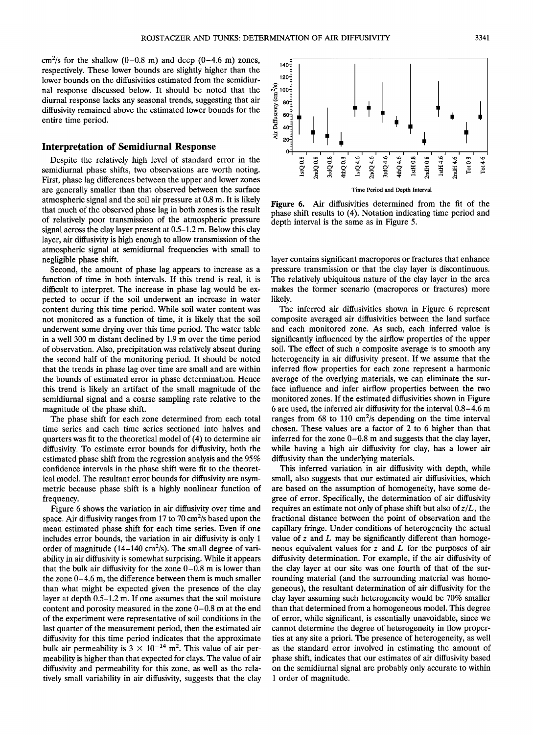$cm^2/s$ for the shallow (0–0.8 m) and deep (0–4.6 m) zones, respectively. These lower bounds are slightly higher than the lower bounds on the diffusivities estimated from the semidiurnal response discussed below. It should be noted that the diurnal response lacks any seasonal trends, suggesting that air diffusivity remained above the estimated lower bounds for the entire time period.

## Interpretation of Semidiurnal Response

Despite the relatively high level of standard error in the semidiurnal phase shifts, two observations are worth noting. First, phase lag differences between the upper and lower zones are generally smaller than that observed between the surface atmospheric signal and the soil air pressure at 0.8 m. It is likely that much of the observed phase lag in both zones is the result of relatively poor transmission of the atmospheric pressure signal across the clay layer present at 0.5–1.2 m. Below this clay layer, air diffusivity is high enough to allow transmission of the atmospheric signal at semidiurnal frequencies with small to negligible phase shift.

Second, the amount of phase lag appears to increase as a function of time in both intervals. If this trend is real, it is difficult to interpret. The increase in phase lag would be expected to occur if the soil underwent an increase in water content during this time period. While soil water content was not monitored as a function of time, it is likely that the soil underwent some drying over this time period. The water table in a well 300 m distant declined by 1.9 m over the time period of observation. Also, precipitation was relatively absent during the second half of the monitoring period. It should be noted that the trends in phase lag over time are small and are within the bounds of estimated error in phase determination. Hence this trend is likely an artifact of the small magnitude of the semidiurnal signal and a coarse sampling rate relative to the magnitude of the phase shift.

The phase shift for each zone determined from each total time series and each time series sectioned into halves and quarters was fit to the theoretical model of (4) to determine air diffusivity. To estimate error bounds for diffusivity, both the estimated phase shift from the regression analysis and the 95% confidence intervals in the phase shift were fit to the theoretical model. The resultant error bounds for diffusivity are asymmetric because phase shift is a highly nonlinear function of frequency.

Figure 6 shows the variation in air diffusivity over time and space. Air diffusivity ranges from 17 to 70 $cm^2/s$ based upon the mean estimated phase shift for each time series. Even if one includes error bounds, the variation in air diffusivity is only 1 order of magnitude (14–140 $cm^2/s$). The small degree of variability in air diffusivity is somewhat surprising. While it appears that the bulk air diffusivity for the zone 0–0.8 m is lower than the zone 0–4.6 m, the difference between them is much smaller than what might be expected given the presence of the clay layer at depth 0.5–1.2 m. If one assumes that the soil moisture content and porosity measured in the zone 0–0.8 m at the end of the experiment were representative of soil conditions in the last quarter of the measurement period, then the estimated air diffusivity for this time period indicates that the approximate bulk air permeability is $3 \times 10^{-14}$ $m^2$. This value of air permeability is higher than that expected for clays. The value of air diffusivity and permeability for this zone, as well as the relatively small variability in air diffusivity, suggests that the clay layer contains significant macropores or fractures that enhance pressure transmission or that the clay layer is discontinuous. The relatively ubiquitous nature of the clay layer in the area makes the former scenario (macropores or fractures) more likely.

**Figure 6.** Air diffusivities determined from the fit of the phase shift results to (4). Notation indicating time period and depth interval is the same as in Figure 5.

The inferred air diffusivities shown in Figure 6 represent composite averaged air diffusivities between the land surface and each monitored zone. As such, each inferred value is significantly influenced by the airflow properties of the upper soil. The effect of such a composite average is to smooth any heterogeneity in air diffusivity present. If we assume that the inferred flow properties for each zone represent a harmonic average of the overlying materials, we can eliminate the surface influence and infer airflow properties between the two monitored zones. If the estimated diffusivities shown in Figure 6 are used, the inferred air diffusivity for the interval 0.8–4.6 m ranges from 68 to 110 $cm^2/s$ depending on the time interval chosen. These values are a factor of 2 to 6 higher than that inferred for the zone 0–0.8 m and suggests that the clay layer, while having a high air diffusivity for clay, has a lower air diffusivity than the underlying materials.

This inferred variation in air diffusivity with depth, while small, also suggests that our estimated air diffusivities, which are based on the assumption of homogeneity, have some degree of error. Specifically, the determination of air diffusivity requires an estimate not only of phase shift but also of $z/L$, the fractional distance between the point of observation and the capillary fringe. Under conditions of heterogeneity the actual value of $z$ and $L$ may be significantly different than homogeneous equivalent values for $z$ and $L$ for the purposes of air diffusivity determination. For example, if the air diffusivity of the clay layer at our site was one fourth of that of the surrounding material (and the surrounding material was homogeneous), the resultant determination of air diffusivity for the clay layer assuming such heterogeneity would be 70% smaller than that determined from a homogeneous model. This degree of error, while significant, is essentially unavoidable, since we cannot determine the degree of heterogeneity in flow properties at any site a priori. The presence of heterogeneity, as well as the standard error involved in estimating the amount of phase shift, indicates that our estimates of air diffusivity based on the semidiurnal signal are probably only accurate to within 1 order of magnitude.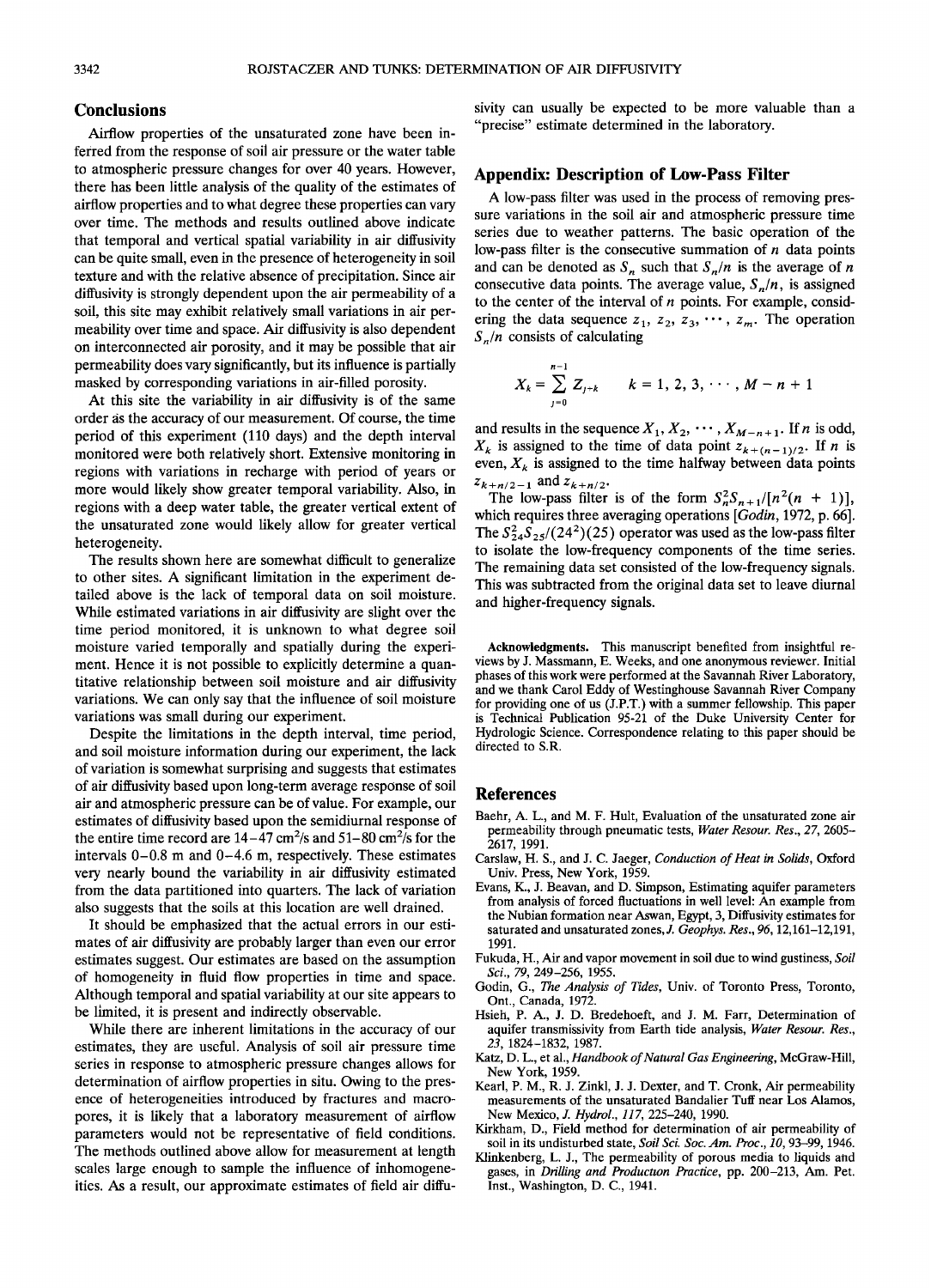## Conclusions

Airflow properties of the unsaturated zone have been inferred from the response of soil air pressure or the water table to atmospheric pressure changes for over 40 years. However, there has been little analysis of the quality of the estimates of airflow properties and to what degree these properties can vary over time. The methods and results outlined above indicate that temporal and vertical spatial variability in air diffusivity can be quite small, even in the presence of heterogeneity in soil texture and with the relative absence of precipitation. Since air diffusivity is strongly dependent upon the air permeability of a soil, this site may exhibit relatively small variations in air permeability over time and space. Air diffusivity is also dependent on interconnected air porosity, and it may be possible that air permeability does vary significantly, but its influence is partially masked by corresponding variations in air-filled porosity.

At this site the variability in air diffusivity is of the same order as the accuracy of our measurement. Of course, the time period of this experiment (110 days) and the depth interval monitored were both relatively short. Extensive monitoring in regions with variations in recharge with period of years or more would likely show greater temporal variability. Also, in regions with a deep water table, the greater vertical extent of the unsaturated zone would likely allow for greater vertical heterogeneity.

The results shown here are somewhat difficult to generalize to other sites. A significant limitation in the experiment detailed above is the lack of temporal data on soil moisture. While estimated variations in air diffusivity are slight over the time period monitored, it is unknown to what degree soil moisture varied temporally and spatially during the experiment. Hence it is not possible to explicitly determine a quantitative relationship between soil moisture and air diffusivity variations. We can only say that the influence of soil moisture variations was small during our experiment.

Despite the limitations in the depth interval, time period, and soil moisture information during our experiment, the lack of variation is somewhat surprising and suggests that estimates of air diffusivity based upon long-term average response of soil air and atmospheric pressure can be of value. For example, our estimates of diffusivity based upon the semidiurnal response of the entire time record are 14–47 cm$^2$/s and 51–80 cm$^2$/s for the intervals 0–0.8 m and 0–4.6 m, respectively. These estimates very nearly bound the variability in air diffusivity estimated from the data partitioned into quarters. The lack of variation also suggests that the soils at this location are well drained.

It should be emphasized that the actual errors in our estimates of air diffusivity are probably larger than even our error estimates suggest. Our estimates are based on the assumption of homogeneity in fluid flow properties in time and space. Although temporal and spatial variability at our site appears to be limited, it is present and indirectly observable.

While there are inherent limitations in the accuracy of our estimates, they are useful. Analysis of soil air pressure time series in response to atmospheric pressure changes allows for determination of airflow properties in situ. Owing to the presence of heterogeneities introduced by fractures and macropores, it is likely that a laboratory measurement of airflow parameters would not be representative of field conditions. The methods outlined above allow for measurement at length scales large enough to sample the influence of inhomogeneities. As a result, our approximate estimates of field air diffusivity can usually be expected to be more valuable than a "precise" estimate determined in the laboratory.

## Appendix: Description of Low-Pass Filter

A low-pass filter was used in the process of removing pressure variations in the soil air and atmospheric pressure time series due to weather patterns. The basic operation of the low-pass filter is the consecutive summation of $n$ data points and can be denoted as $S_n$ such that $S_n/n$ is the average of $n$ consecutive data points. The average value, $S_n/n$, is assigned to the center of the interval of $n$ points. For example, considering the data sequence $z_1, z_2, z_3, \cdots, z_m$. The operation $S_n/n$ consists of calculating

$$X_k = \sum_{j=0}^{n-1} Z_{j+k} \qquad k = 1, 2, 3, \cdots, M - n + 1$$

and results in the sequence $X_1, X_2, \cdots, X_{M-n+1}$. If $n$ is odd, $X_k$ is assigned to the time of data point $z_{k+(n-1)/2}$. If $n$ is even, $X_k$ is assigned to the time halfway between data points $z_{k+n/2-1}$ and $z_{k+n/2}$.

The low-pass filter is of the form $S_n^2 S_{n+1}/[n^2(n+1)]$, which requires three averaging operations [*Godin*, 1972, p. 66]. The $S_{24}^2 S_{25}/(24^2)(25)$ operator was used as the low-pass filter to isolate the low-frequency components of the time series. The remaining data set consisted of the low-frequency signals. This was subtracted from the original data set to leave diurnal and higher-frequency signals.

**Acknowledgments.** This manuscript benefited from insightful reviews by J. Massmann, E. Weeks, and one anonymous reviewer. Initial phases of this work were performed at the Savannah River Laboratory, and we thank Carol Eddy of Westinghouse Savannah River Company for providing one of us (J.P.T.) with a summer fellowship. This paper is Technical Publication 95-21 of the Duke University Center for Hydrologic Science. Correspondence relating to this paper should be directed to S.R.

## References

Baehr, A. L., and M. F. Hult, Evaluation of the unsaturated zone air permeability through pneumatic tests, *Water Resour. Res., 27*, 2605–2617, 1991.

Carslaw, H. S., and J. C. Jaeger, *Conduction of Heat in Solids*, Oxford Univ. Press, New York, 1959.

Evans, K., J. Beavan, and D. Simpson, Estimating aquifer parameters from analysis of forced fluctuations in well level: An example from the Nubian formation near Aswan, Egypt, 3, Diffusivity estimates for saturated and unsaturated zones, *J. Geophys. Res., 96*, 12,161–12,191, 1991.

Fukuda, H., Air and vapor movement in soil due to wind gustiness, *Soil Sci., 79*, 249–256, 1955.

Godin, G., *The Analysis of Tides*, Univ. of Toronto Press, Toronto, Ont., Canada, 1972.

Hsieh, P. A., J. D. Bredehoeft, and J. M. Farr, Determination of aquifer transmissivity from Earth tide analysis, *Water Resour. Res., 23*, 1824–1832, 1987.

Katz, D. L., et al., *Handbook of Natural Gas Engineering*, McGraw-Hill, New York, 1959.

Kearl, P. M., R. J. Zinkl, J. J. Dexter, and T. Cronk, Air permeability measurements of the unsaturated Bandalier Tuff near Los Alamos, New Mexico, *J. Hydrol., 117*, 225–240, 1990.

Kirkham, D., Field method for determination of air permeability of soil in its undisturbed state, *Soil Sci. Soc. Am. Proc., 10*, 93–99, 1946.

Klinkenberg, L. J., The permeability of porous media to liquids and gases, in *Drilling and Production Practice*, pp. 200–213, Am. Pet. Inst., Washington, D. C., 1941.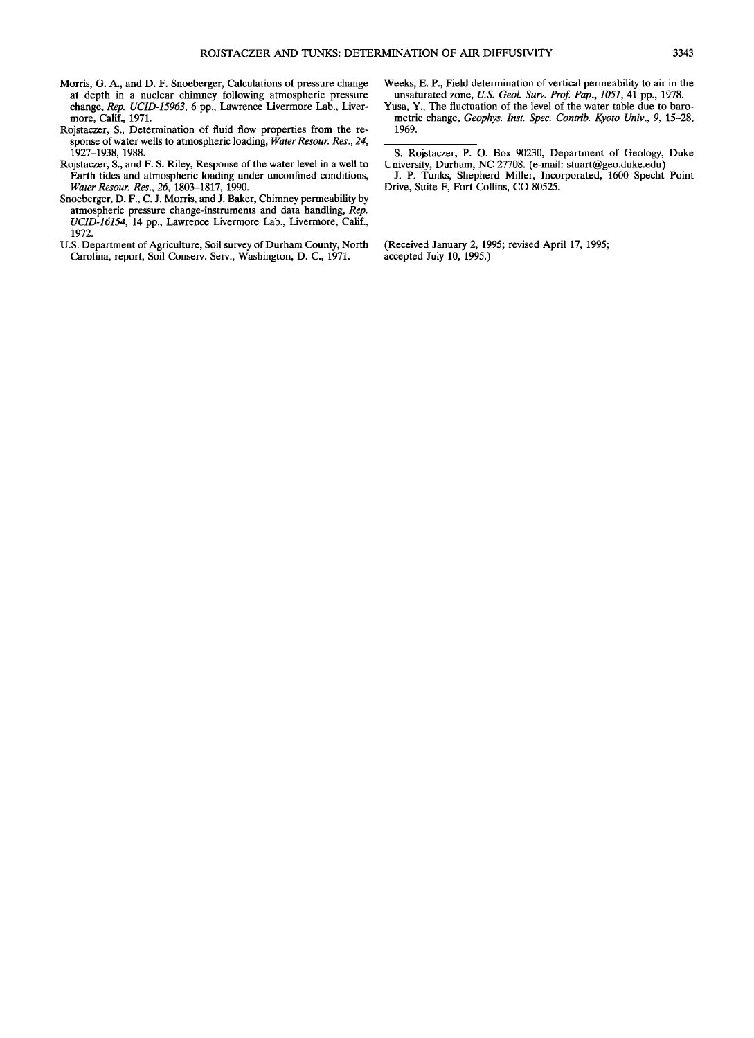Morris, G. A., and D. F. Snoeberger, Calculations of pressure change at depth in a nuclear chimney following atmospheric pressure change, *Rep. UCID-15963*, 6 pp., Lawrence Livermore Lab., Livermore, Calif., 1971.

Rojstaczer, S., Determination of fluid flow properties from the response of water wells to atmospheric loading, *Water Resour. Res.*, *24*, 1927–1938, 1988.

Rojstaczer, S., and F. S. Riley, Response of the water level in a well to Earth tides and atmospheric loading under unconfined conditions, *Water Resour. Res.*, *26*, 1803–1817, 1990.

Snoeberger, D. F., C. J. Morris, and J. Baker, Chimney permeability by atmospheric pressure change-instruments and data handling, *Rep. UCID-16154*, 14 pp., Lawrence Livermore Lab., Livermore, Calif., 1972.

U.S. Department of Agriculture, Soil survey of Durham County, North Carolina, report, Soil Conserv. Serv., Washington, D. C., 1971.

Weeks, E. P., Field determination of vertical permeability to air in the unsaturated zone, *U.S. Geol. Surv. Prof. Pap.*, *1051*, 41 pp., 1978.

Yusa, Y., The fluctuation of the level of the water table due to barometric change, *Geophys. Inst. Spec. Contrib. Kyoto Univ.*, *9*, 15–28, 1969.

---

S. Rojstaczer, P. O. Box 90230, Department of Geology, Duke University, Durham, NC 27708. (e-mail: stuart@geo.duke.edu)

J. P. Tunks, Shepherd Miller, Incorporated, 1600 Specht Point Drive, Suite F, Fort Collins, CO 80525.

(Received January 2, 1995; revised April 17, 1995; accepted July 10, 1995.)